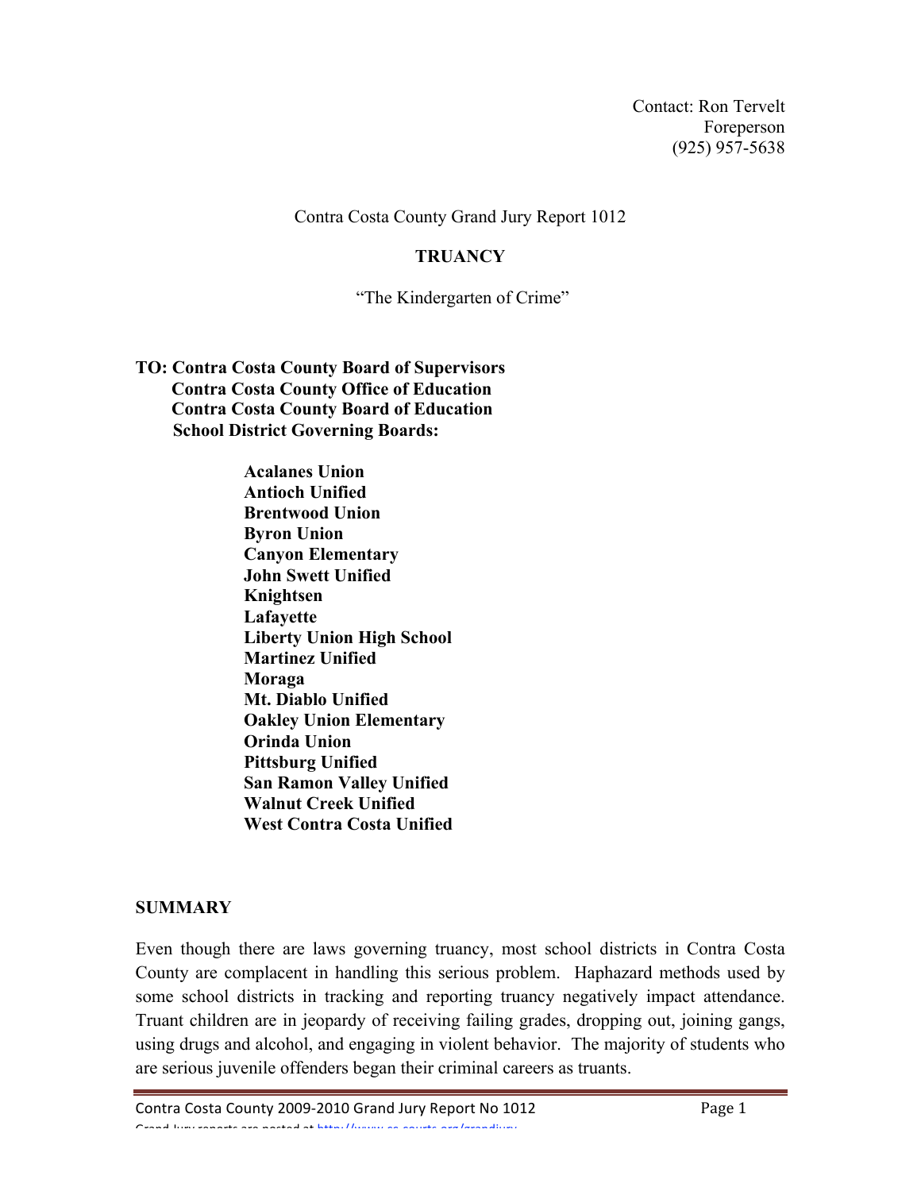Contact: Ron Tervelt
Foreperson
(925) 957-5638

Contra Costa County Grand Jury Report 1012

# TRUANCY

"The Kindergarten of Crime"

**TO: Contra Costa County Board of Supervisors**
**Contra Costa County Office of Education**
**Contra Costa County Board of Education**
**School District Governing Boards:**

**Acalanes Union**
**Antioch Unified**
**Brentwood Union**
**Byron Union**
**Canyon Elementary**
**John Swett Unified**
**Knightsen**
**Lafayette**
**Liberty Union High School**
**Martinez Unified**
**Moraga**
**Mt. Diablo Unified**
**Oakley Union Elementary**
**Orinda Union**
**Pittsburg Unified**
**San Ramon Valley Unified**
**Walnut Creek Unified**
**West Contra Costa Unified**

## SUMMARY

Even though there are laws governing truancy, most school districts in Contra Costa County are complacent in handling this serious problem. Haphazard methods used by some school districts in tracking and reporting truancy negatively impact attendance. Truant children are in jeopardy of receiving failing grades, dropping out, joining gangs, using drugs and alcohol, and engaging in violent behavior. The majority of students who are serious juvenile offenders began their criminal careers as truants.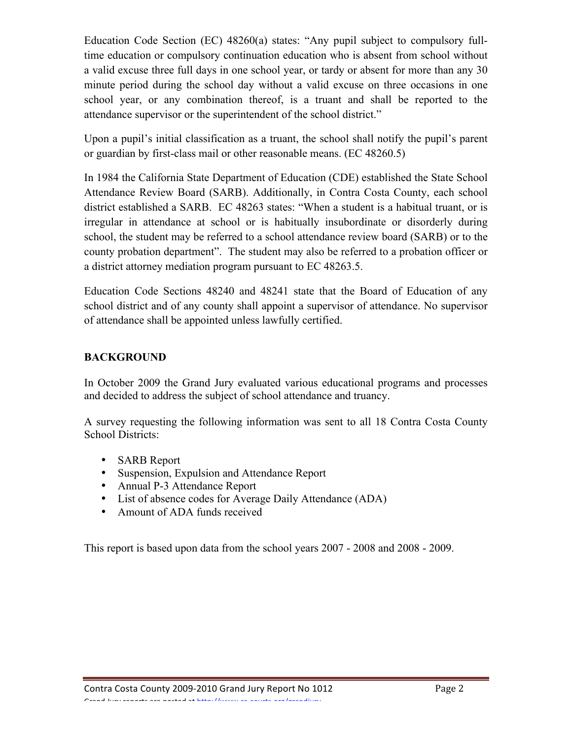Education Code Section (EC) 48260(a) states: "Any pupil subject to compulsory full-time education or compulsory continuation education who is absent from school without a valid excuse three full days in one school year, or tardy or absent for more than any 30 minute period during the school day without a valid excuse on three occasions in one school year, or any combination thereof, is a truant and shall be reported to the attendance supervisor or the superintendent of the school district."

Upon a pupil's initial classification as a truant, the school shall notify the pupil's parent or guardian by first-class mail or other reasonable means. (EC 48260.5)

In 1984 the California State Department of Education (CDE) established the State School Attendance Review Board (SARB). Additionally, in Contra Costa County, each school district established a SARB. EC 48263 states: "When a student is a habitual truant, or is irregular in attendance at school or is habitually insubordinate or disorderly during school, the student may be referred to a school attendance review board (SARB) or to the county probation department". The student may also be referred to a probation officer or a district attorney mediation program pursuant to EC 48263.5.

Education Code Sections 48240 and 48241 state that the Board of Education of any school district and of any county shall appoint a supervisor of attendance. No supervisor of attendance shall be appointed unless lawfully certified.

**BACKGROUND**

In October 2009 the Grand Jury evaluated various educational programs and processes and decided to address the subject of school attendance and truancy.

A survey requesting the following information was sent to all 18 Contra Costa County School Districts:

- SARB Report
- Suspension, Expulsion and Attendance Report
- Annual P-3 Attendance Report
- List of absence codes for Average Daily Attendance (ADA)
- Amount of ADA funds received

This report is based upon data from the school years 2007 - 2008 and 2008 - 2009.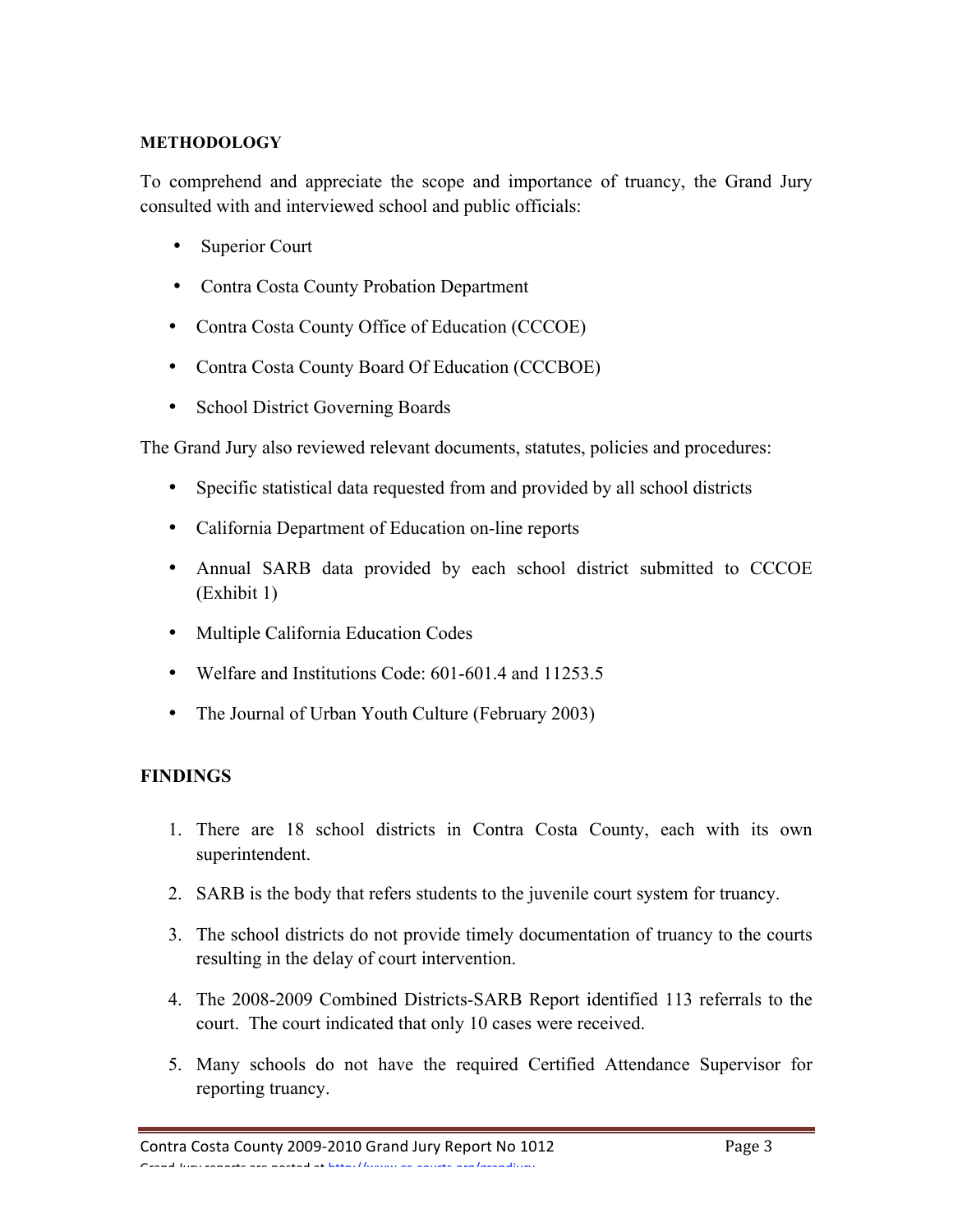## METHODOLOGY

To comprehend and appreciate the scope and importance of truancy, the Grand Jury consulted with and interviewed school and public officials:

- Superior Court
- Contra Costa County Probation Department
- Contra Costa County Office of Education (CCCOE)
- Contra Costa County Board Of Education (CCCBOE)
- School District Governing Boards

The Grand Jury also reviewed relevant documents, statutes, policies and procedures:

- Specific statistical data requested from and provided by all school districts
- California Department of Education on-line reports
- Annual SARB data provided by each school district submitted to CCCOE (Exhibit 1)
- Multiple California Education Codes
- Welfare and Institutions Code: 601-601.4 and 11253.5
- The Journal of Urban Youth Culture (February 2003)

## FINDINGS

1. There are 18 school districts in Contra Costa County, each with its own superintendent.
2. SARB is the body that refers students to the juvenile court system for truancy.
3. The school districts do not provide timely documentation of truancy to the courts resulting in the delay of court intervention.
4. The 2008-2009 Combined Districts-SARB Report identified 113 referrals to the court. The court indicated that only 10 cases were received.
5. Many schools do not have the required Certified Attendance Supervisor for reporting truancy.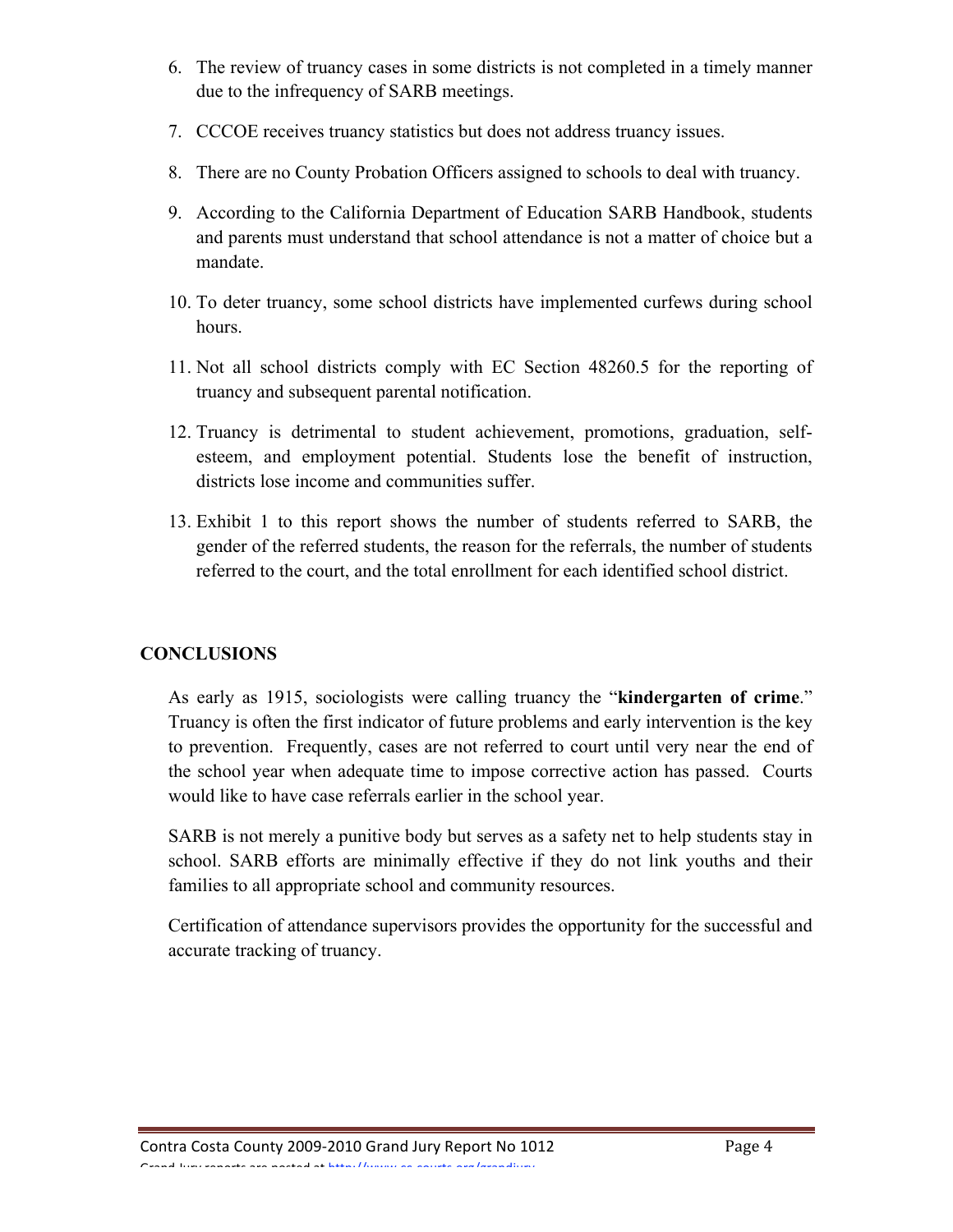6. The review of truancy cases in some districts is not completed in a timely manner due to the infrequency of SARB meetings.

7. CCCOE receives truancy statistics but does not address truancy issues.

8. There are no County Probation Officers assigned to schools to deal with truancy.

9. According to the California Department of Education SARB Handbook, students and parents must understand that school attendance is not a matter of choice but a mandate.

10. To deter truancy, some school districts have implemented curfews during school hours.

11. Not all school districts comply with EC Section 48260.5 for the reporting of truancy and subsequent parental notification.

12. Truancy is detrimental to student achievement, promotions, graduation, self-esteem, and employment potential. Students lose the benefit of instruction, districts lose income and communities suffer.

13. Exhibit 1 to this report shows the number of students referred to SARB, the gender of the referred students, the reason for the referrals, the number of students referred to the court, and the total enrollment for each identified school district.

## CONCLUSIONS

As early as 1915, sociologists were calling truancy the "**kindergarten of crime**." Truancy is often the first indicator of future problems and early intervention is the key to prevention. Frequently, cases are not referred to court until very near the end of the school year when adequate time to impose corrective action has passed. Courts would like to have case referrals earlier in the school year.

SARB is not merely a punitive body but serves as a safety net to help students stay in school. SARB efforts are minimally effective if they do not link youths and their families to all appropriate school and community resources.

Certification of attendance supervisors provides the opportunity for the successful and accurate tracking of truancy.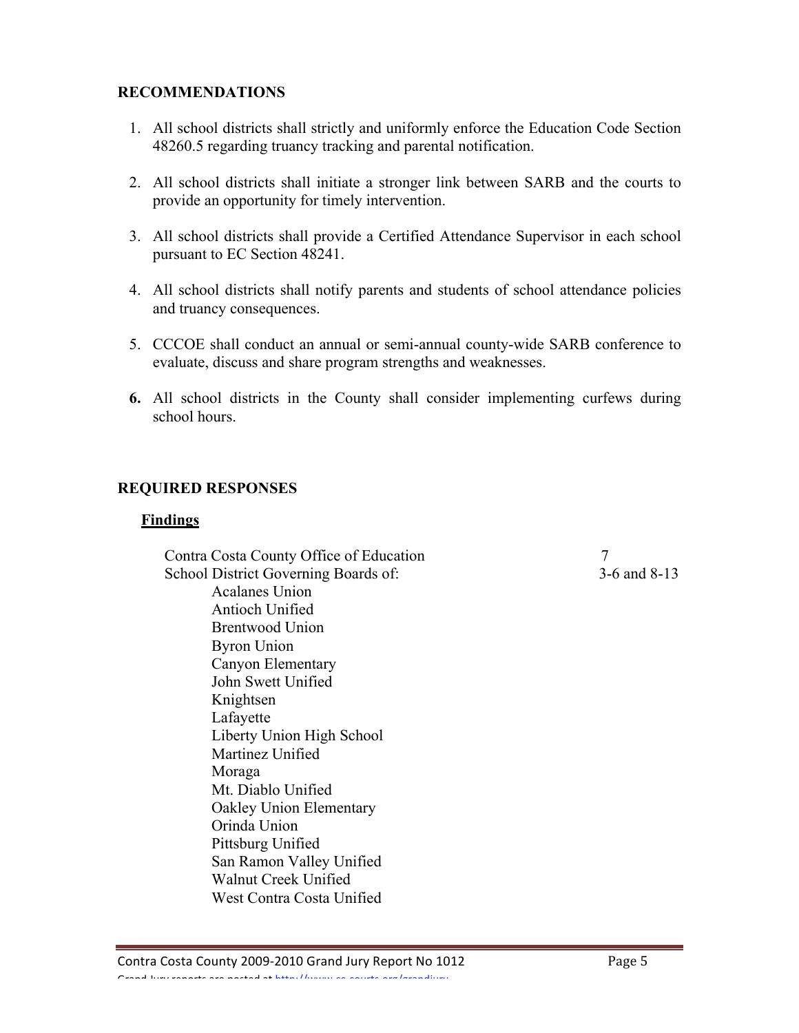## RECOMMENDATIONS

1. All school districts shall strictly and uniformly enforce the Education Code Section 48260.5 regarding truancy tracking and parental notification.

2. All school districts shall initiate a stronger link between SARB and the courts to provide an opportunity for timely intervention.

3. All school districts shall provide a Certified Attendance Supervisor in each school pursuant to EC Section 48241.

4. All school districts shall notify parents and students of school attendance policies and truancy consequences.

5. CCCOE shall conduct an annual or semi-annual county-wide SARB conference to evaluate, discuss and share program strengths and weaknesses.

6. All school districts in the County shall consider implementing curfews during school hours.

## REQUIRED RESPONSES

### Findings

| | |
|---|---|
| Contra Costa County Office of Education | 7 |
| School District Governing Boards of: | 3-6 and 8-13 |

- Acalanes Union
- Antioch Unified
- Brentwood Union
- Byron Union
- Canyon Elementary
- John Swett Unified
- Knightsen
- Lafayette
- Liberty Union High School
- Martinez Unified
- Moraga
- Mt. Diablo Unified
- Oakley Union Elementary
- Orinda Union
- Pittsburg Unified
- San Ramon Valley Unified
- Walnut Creek Unified
- West Contra Costa Unified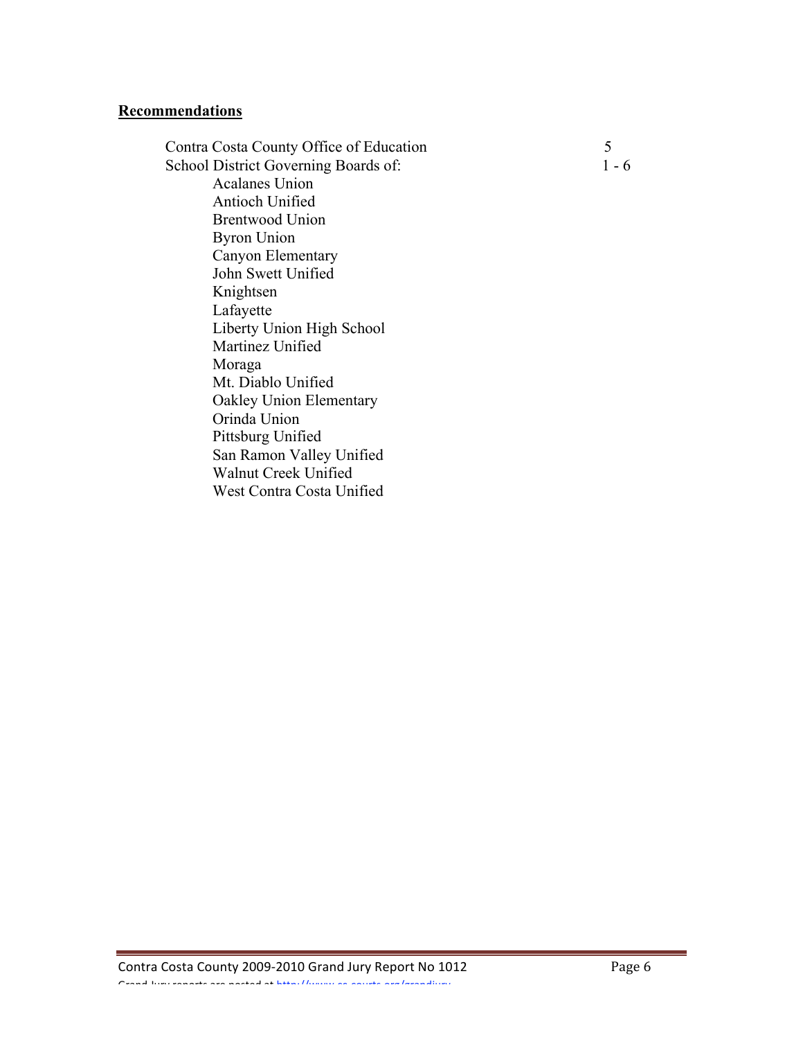**Recommendations**

| | |
|---|---|
| Contra Costa County Office of Education | 5 |
| School District Governing Boards of: | 1 - 6 |
| Acalanes Union | |
| Antioch Unified | |
| Brentwood Union | |
| Byron Union | |
| Canyon Elementary | |
| John Swett Unified | |
| Knightsen | |
| Lafayette | |
| Liberty Union High School | |
| Martinez Unified | |
| Moraga | |
| Mt. Diablo Unified | |
| Oakley Union Elementary | |
| Orinda Union | |
| Pittsburg Unified | |
| San Ramon Valley Unified | |
| Walnut Creek Unified | |
| West Contra Costa Unified | |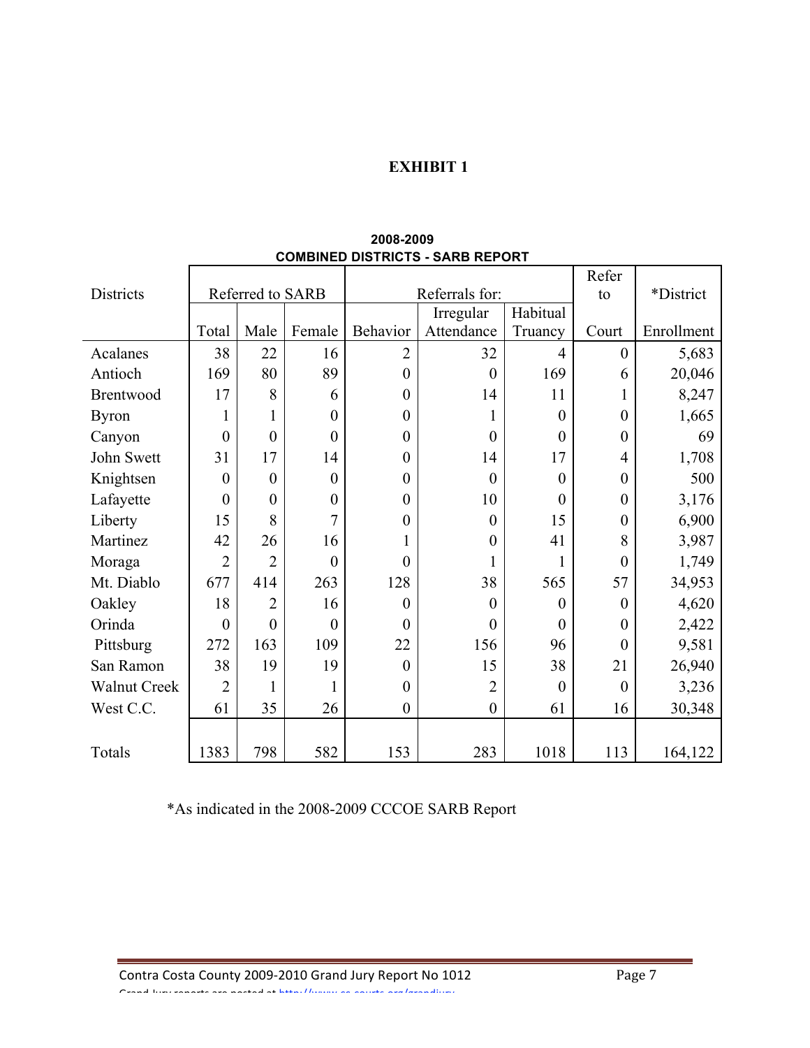# EXHIBIT 1

**2008-2009**
**COMBINED DISTRICTS - SARB REPORT**

| Districts | Referred to SARB | | | Referrals for: | | | Refer to | *District |
|---|---|---|---|---|---|---|---|---|
| | Total | Male | Female | Behavior | Irregular Attendance | Habitual Truancy | Court | Enrollment |
| Acalanes | 38 | 22 | 16 | 2 | 32 | 4 | 0 | 5,683 |
| Antioch | 169 | 80 | 89 | 0 | 0 | 169 | 6 | 20,046 |
| Brentwood | 17 | 8 | 6 | 0 | 14 | 11 | 1 | 8,247 |
| Byron | 1 | 1 | 0 | 0 | 1 | 0 | 0 | 1,665 |
| Canyon | 0 | 0 | 0 | 0 | 0 | 0 | 0 | 69 |
| John Swett | 31 | 17 | 14 | 0 | 14 | 17 | 4 | 1,708 |
| Knightsen | 0 | 0 | 0 | 0 | 0 | 0 | 0 | 500 |
| Lafayette | 0 | 0 | 0 | 0 | 10 | 0 | 0 | 3,176 |
| Liberty | 15 | 8 | 7 | 0 | 0 | 15 | 0 | 6,900 |
| Martinez | 42 | 26 | 16 | 1 | 0 | 41 | 8 | 3,987 |
| Moraga | 2 | 2 | 0 | 0 | 1 | 1 | 0 | 1,749 |
| Mt. Diablo | 677 | 414 | 263 | 128 | 38 | 565 | 57 | 34,953 |
| Oakley | 18 | 2 | 16 | 0 | 0 | 0 | 0 | 4,620 |
| Orinda | 0 | 0 | 0 | 0 | 0 | 0 | 0 | 2,422 |
| Pittsburg | 272 | 163 | 109 | 22 | 156 | 96 | 0 | 9,581 |
| San Ramon | 38 | 19 | 19 | 0 | 15 | 38 | 21 | 26,940 |
| Walnut Creek | 2 | 1 | 1 | 0 | 2 | 0 | 0 | 3,236 |
| West C.C. | 61 | 35 | 26 | 0 | 0 | 61 | 16 | 30,348 |
| Totals | 1383 | 798 | 582 | 153 | 283 | 1018 | 113 | 164,122 |

*As indicated in the 2008-2009 CCCOE SARB Report